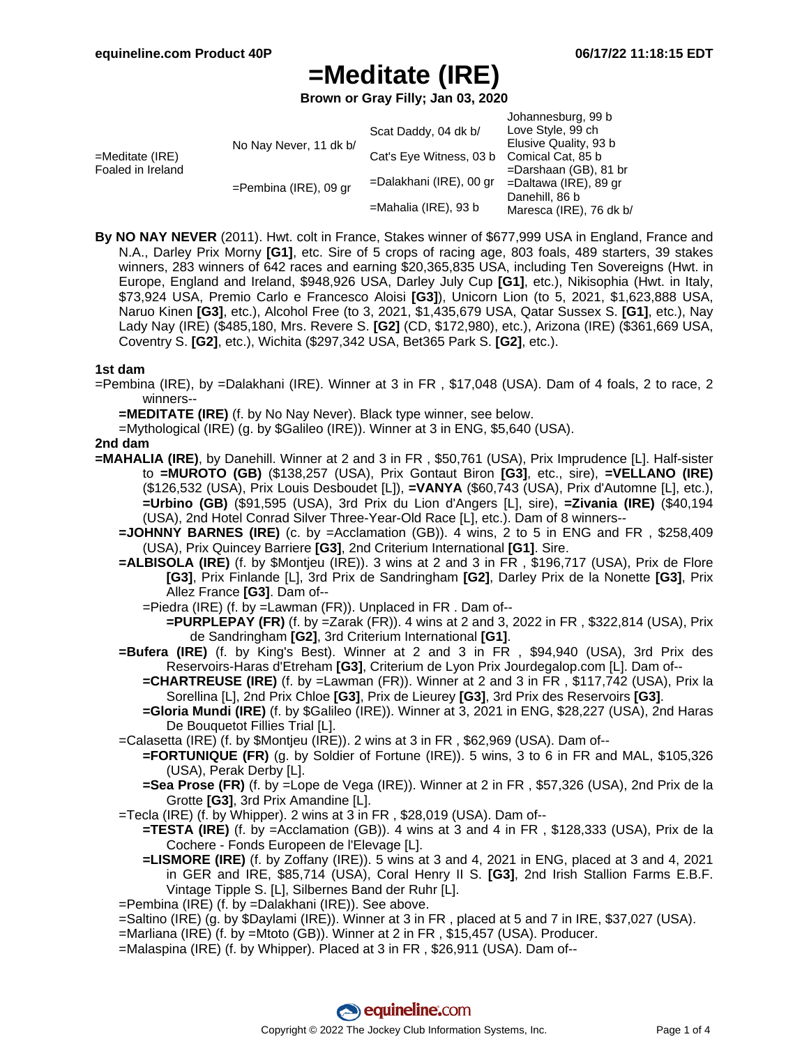# =Meditate (IRE)

**Brown or Gray Filly; Jan 03, 2020**

| | | | |
|---|---|---|---|
| =Meditate (IRE) Foaled in Ireland | No Nay Never, 11 dk b/ | Scat Daddy, 04 dk b/ | Johannesburg, 99 b |
| | | | Love Style, 99 ch |
| | | Cat's Eye Witness, 03 b | Elusive Quality, 93 b |
| | | | Comical Cat, 85 b |
| | =Pembina (IRE), 09 gr | =Dalakhani (IRE), 00 gr | =Darshaan (GB), 81 br |
| | | | =Daltawa (IRE), 89 gr |
| | | =Mahalia (IRE), 93 b | Danehill, 86 b |
| | | | Maresca (IRE), 76 dk b/ |

**By NO NAY NEVER** (2011). Hwt. colt in France, Stakes winner of $677,999 USA in England, France and N.A., Darley Prix Morny **[G1]**, etc. Sire of 5 crops of racing age, 803 foals, 489 starters, 39 stakes winners, 283 winners of 642 races and earning $20,365,835 USA, including Ten Sovereigns (Hwt. in Europe, England and Ireland, $948,926 USA, Darley July Cup **[G1]**, etc.), Nikisophia (Hwt. in Italy, $73,924 USA, Premio Carlo e Francesco Aloisi **[G3]**), Unicorn Lion (to 5, 2021, $1,623,888 USA, Naruo Kinen **[G3]**, etc.), Alcohol Free (to 3, 2021, $1,435,679 USA, Qatar Sussex S. **[G1]**, etc.), Nay Lady Nay (IRE) ($485,180, Mrs. Revere S. **[G2]** (CD, $172,980), etc.), Arizona (IRE) ($361,669 USA, Coventry S. **[G2]**, etc.), Wichita ($297,342 USA, Bet365 Park S. **[G2]**, etc.).

**1st dam**

=Pembina (IRE), by =Dalakhani (IRE). Winner at 3 in FR , $17,048 (USA). Dam of 4 foals, 2 to race, 2 winners--

- **=MEDITATE (IRE)** (f. by No Nay Never). Black type winner, see below.
- =Mythological (IRE) (g. by $Galileo (IRE)). Winner at 3 in ENG, $5,640 (USA).

**2nd dam**

**=MAHALIA (IRE)**, by Danehill. Winner at 2 and 3 in FR , $50,761 (USA), Prix Imprudence [L]. Half-sister to **=MUROTO (GB)** ($138,257 (USA), Prix Gontaut Biron **[G3]**, etc., sire), **=VELLANO (IRE)** ($126,532 (USA), Prix Louis Desboudet [L]), **=VANYA** ($60,743 (USA), Prix d'Automne [L], etc.), **=Urbino (GB)** ($91,595 (USA), 3rd Prix du Lion d'Angers [L], sire), **=Zivania (IRE)** ($40,194 (USA), 2nd Hotel Conrad Silver Three-Year-Old Race [L], etc.). Dam of 8 winners--

- **=JOHNNY BARNES (IRE)** (c. by =Acclamation (GB)). 4 wins, 2 to 5 in ENG and FR , $258,409 (USA), Prix Quincey Barriere **[G3]**, 2nd Criterium International **[G1]**. Sire.
- **=ALBISOLA (IRE)** (f. by $Montjeu (IRE)). 3 wins at 2 and 3 in FR , $196,717 (USA), Prix de Flore **[G3]**, Prix Finlande [L], 3rd Prix de Sandringham **[G2]**, Darley Prix de la Nonette **[G3]**, Prix Allez France **[G3]**. Dam of--
  - =Piedra (IRE) (f. by =Lawman (FR)). Unplaced in FR . Dam of--
    - **=PURPLEPAY (FR)** (f. by =Zarak (FR)). 4 wins at 2 and 3, 2022 in FR , $322,814 (USA), Prix de Sandringham **[G2]**, 3rd Criterium International **[G1]**.
- **=Bufera (IRE)** (f. by King's Best). Winner at 2 and 3 in FR , $94,940 (USA), 3rd Prix des Reservoirs-Haras d'Etreham **[G3]**, Criterium de Lyon Prix Jourdegalop.com [L]. Dam of--
  - **=CHARTREUSE (IRE)** (f. by =Lawman (FR)). Winner at 2 and 3 in FR , $117,742 (USA), Prix la Sorellina [L], 2nd Prix Chloe **[G3]**, Prix de Lieurey **[G3]**, 3rd Prix des Reservoirs **[G3]**.
  - **=Gloria Mundi (IRE)** (f. by $Galileo (IRE)). Winner at 3, 2021 in ENG, $28,227 (USA), 2nd Haras De Bouquetot Fillies Trial [L].
- =Calasetta (IRE) (f. by $Montjeu (IRE)). 2 wins at 3 in FR , $62,969 (USA). Dam of--
  - **=FORTUNIQUE (FR)** (g. by Soldier of Fortune (IRE)). 5 wins, 3 to 6 in FR and MAL, $105,326 (USA), Perak Derby [L].
  - **=Sea Prose (FR)** (f. by =Lope de Vega (IRE)). Winner at 2 in FR , $57,326 (USA), 2nd Prix de la Grotte **[G3]**, 3rd Prix Amandine [L].
- =Tecla (IRE) (f. by Whipper). 2 wins at 3 in FR , $28,019 (USA). Dam of--
  - **=TESTA (IRE)** (f. by =Acclamation (GB)). 4 wins at 3 and 4 in FR , $128,333 (USA), Prix de la Cochere - Fonds Europeen de l'Elevage [L].
  - **=LISMORE (IRE)** (f. by Zoffany (IRE)). 5 wins at 3 and 4, 2021 in ENG, placed at 3 and 4, 2021 in GER and IRE, $85,714 (USA), Coral Henry II S. **[G3]**, 2nd Irish Stallion Farms E.B.F. Vintage Tipple S. [L], Silbernes Band der Ruhr [L].
- =Pembina (IRE) (f. by =Dalakhani (IRE)). See above.
- =Saltino (IRE) (g. by $Daylami (IRE)). Winner at 3 in FR , placed at 5 and 7 in IRE, $37,027 (USA).
- =Marliana (IRE) (f. by =Mtoto (GB)). Winner at 2 in FR , $15,457 (USA). Producer.
- =Malaspina (IRE) (f. by Whipper). Placed at 3 in FR , $26,911 (USA). Dam of--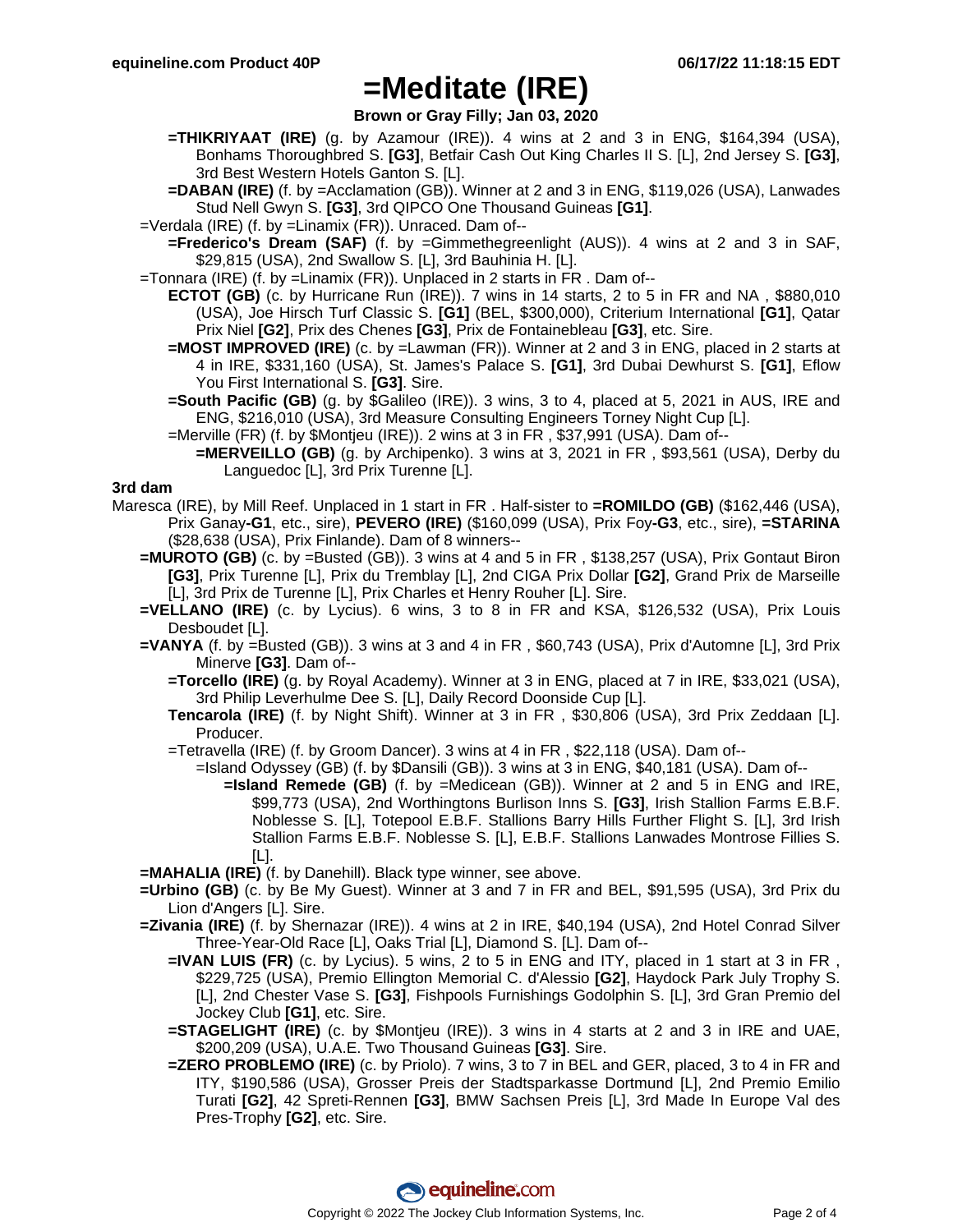# =Meditate (IRE)

**Brown or Gray Filly; Jan 03, 2020**

- **=THIKRIYAAT (IRE)** (g. by Azamour (IRE)). 4 wins at 2 and 3 in ENG, $164,394 (USA), Bonhams Thoroughbred S. **[G3]**, Betfair Cash Out King Charles II S. [L], 2nd Jersey S. **[G3]**, 3rd Best Western Hotels Ganton S. [L].
- **=DABAN (IRE)** (f. by =Acclamation (GB)). Winner at 2 and 3 in ENG, $119,026 (USA), Lanwades Stud Nell Gwyn S. **[G3]**, 3rd QIPCO One Thousand Guineas **[G1]**.

=Verdala (IRE) (f. by =Linamix (FR)). Unraced. Dam of--

- **=Frederico's Dream (SAF)** (f. by =Gimmethegreenlight (AUS)). 4 wins at 2 and 3 in SAF, $29,815 (USA), 2nd Swallow S. [L], 3rd Bauhinia H. [L].

=Tonnara (IRE) (f. by =Linamix (FR)). Unplaced in 2 starts in FR . Dam of--

- **ECTOT (GB)** (c. by Hurricane Run (IRE)). 7 wins in 14 starts, 2 to 5 in FR and NA , $880,010 (USA), Joe Hirsch Turf Classic S. **[G1]** (BEL, $300,000), Criterium International **[G1]**, Qatar Prix Niel **[G2]**, Prix des Chenes **[G3]**, Prix de Fontainebleau **[G3]**, etc. Sire.
- **=MOST IMPROVED (IRE)** (c. by =Lawman (FR)). Winner at 2 and 3 in ENG, placed in 2 starts at 4 in IRE, $331,160 (USA), St. James's Palace S. **[G1]**, 3rd Dubai Dewhurst S. **[G1]**, Eflow You First International S. **[G3]**. Sire.
- **=South Pacific (GB)** (g. by $Galileo (IRE)). 3 wins, 3 to 4, placed at 5, 2021 in AUS, IRE and ENG, $216,010 (USA), 3rd Measure Consulting Engineers Torney Night Cup [L].
- =Merville (FR) (f. by $Montjeu (IRE)). 2 wins at 3 in FR , $37,991 (USA). Dam of--
  - **=MERVEILLO (GB)** (g. by Archipenko). 3 wins at 3, 2021 in FR , $93,561 (USA), Derby du Languedoc [L], 3rd Prix Turenne [L].

### 3rd dam

Maresca (IRE), by Mill Reef. Unplaced in 1 start in FR . Half-sister to **=ROMILDO (GB)** ($162,446 (USA), Prix Ganay**-G1**, etc., sire), **PEVERO (IRE)** ($160,099 (USA), Prix Foy**-G3**, etc., sire), **=STARINA** ($28,638 (USA), Prix Finlande). Dam of 8 winners--

- **=MUROTO (GB)** (c. by =Busted (GB)). 3 wins at 4 and 5 in FR , $138,257 (USA), Prix Gontaut Biron **[G3]**, Prix Turenne [L], Prix du Tremblay [L], 2nd CIGA Prix Dollar **[G2]**, Grand Prix de Marseille [L], 3rd Prix de Turenne [L], Prix Charles et Henry Rouher [L]. Sire.
- **=VELLANO (IRE)** (c. by Lycius). 6 wins, 3 to 8 in FR and KSA, $126,532 (USA), Prix Louis Desboudet [L].
- **=VANYA** (f. by =Busted (GB)). 3 wins at 3 and 4 in FR , $60,743 (USA), Prix d'Automne [L], 3rd Prix Minerve **[G3]**. Dam of--
  - **=Torcello (IRE)** (g. by Royal Academy). Winner at 3 in ENG, placed at 7 in IRE, $33,021 (USA), 3rd Philip Leverhulme Dee S. [L], Daily Record Doonside Cup [L].
  - **Tencarola (IRE)** (f. by Night Shift). Winner at 3 in FR , $30,806 (USA), 3rd Prix Zeddaan [L]. Producer.
  - =Tetravella (IRE) (f. by Groom Dancer). 3 wins at 4 in FR , $22,118 (USA). Dam of--
    - =Island Odyssey (GB) (f. by $Dansili (GB)). 3 wins at 3 in ENG, $40,181 (USA). Dam of--
      - **=Island Remede (GB)** (f. by =Medicean (GB)). Winner at 2 and 5 in ENG and IRE, $99,773 (USA), 2nd Worthingtons Burlison Inns S. **[G3]**, Irish Stallion Farms E.B.F. Noblesse S. [L], Totepool E.B.F. Stallions Barry Hills Further Flight S. [L], 3rd Irish Stallion Farms E.B.F. Noblesse S. [L], E.B.F. Stallions Lanwades Montrose Fillies S. [L].
- **=MAHALIA (IRE)** (f. by Danehill). Black type winner, see above.
- **=Urbino (GB)** (c. by Be My Guest). Winner at 3 and 7 in FR and BEL, $91,595 (USA), 3rd Prix du Lion d'Angers [L]. Sire.
- **=Zivania (IRE)** (f. by Shernazar (IRE)). 4 wins at 2 in IRE, $40,194 (USA), 2nd Hotel Conrad Silver Three-Year-Old Race [L], Oaks Trial [L], Diamond S. [L]. Dam of--
  - **=IVAN LUIS (FR)** (c. by Lycius). 5 wins, 2 to 5 in ENG and ITY, placed in 1 start at 3 in FR , $229,725 (USA), Premio Ellington Memorial C. d'Alessio **[G2]**, Haydock Park July Trophy S. [L], 2nd Chester Vase S. **[G3]**, Fishpools Furnishings Godolphin S. [L], 3rd Gran Premio del Jockey Club **[G1]**, etc. Sire.
  - **=STAGELIGHT (IRE)** (c. by $Montjeu (IRE)). 3 wins in 4 starts at 2 and 3 in IRE and UAE, $200,209 (USA), U.A.E. Two Thousand Guineas **[G3]**. Sire.
  - **=ZERO PROBLEMO (IRE)** (c. by Priolo). 7 wins, 3 to 7 in BEL and GER, placed, 3 to 4 in FR and ITY, $190,586 (USA), Grosser Preis der Stadtsparkasse Dortmund [L], 2nd Premio Emilio Turati **[G2]**, 42 Spreti-Rennen **[G3]**, BMW Sachsen Preis [L], 3rd Made In Europe Val des Pres-Trophy **[G2]**, etc. Sire.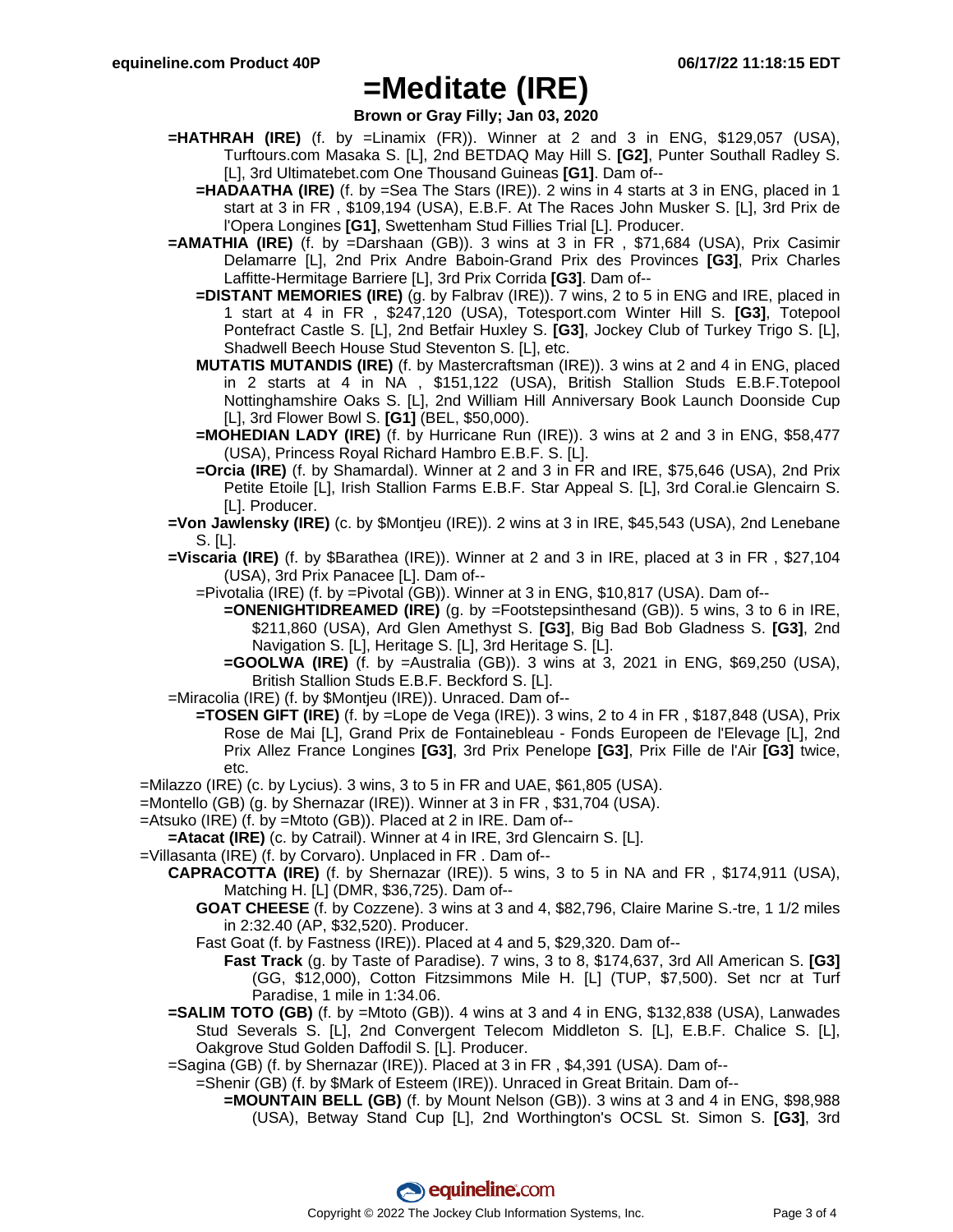# =Meditate (IRE)

**Brown or Gray Filly; Jan 03, 2020**

**=HATHRAH (IRE)** (f. by =Linamix (FR)). Winner at 2 and 3 in ENG, $129,057 (USA), Turftours.com Masaka S. [L], 2nd BETDAQ May Hill S. **[G2]**, Punter Southall Radley S. [L], 3rd Ultimatebet.com One Thousand Guineas **[G1]**. Dam of--

**=HADAATHA (IRE)** (f. by =Sea The Stars (IRE)). 2 wins in 4 starts at 3 in ENG, placed in 1 start at 3 in FR , $109,194 (USA), E.B.F. At The Races John Musker S. [L], 3rd Prix de l'Opera Longines **[G1]**, Swettenham Stud Fillies Trial [L]. Producer.

**=AMATHIA (IRE)** (f. by =Darshaan (GB)). 3 wins at 3 in FR , $71,684 (USA), Prix Casimir Delamarre [L], 2nd Prix Andre Baboin-Grand Prix des Provinces **[G3]**, Prix Charles Laffitte-Hermitage Barriere [L], 3rd Prix Corrida **[G3]**. Dam of--

**=DISTANT MEMORIES (IRE)** (g. by Falbrav (IRE)). 7 wins, 2 to 5 in ENG and IRE, placed in 1 start at 4 in FR , $247,120 (USA), Totesport.com Winter Hill S. **[G3]**, Totepool Pontefract Castle S. [L], 2nd Betfair Huxley S. **[G3]**, Jockey Club of Turkey Trigo S. [L], Shadwell Beech House Stud Steventon S. [L], etc.

**MUTATIS MUTANDIS (IRE)** (f. by Mastercraftsman (IRE)). 3 wins at 2 and 4 in ENG, placed in 2 starts at 4 in NA , $151,122 (USA), British Stallion Studs E.B.F.Totepool Nottinghamshire Oaks S. [L], 2nd William Hill Anniversary Book Launch Doonside Cup [L], 3rd Flower Bowl S. **[G1]** (BEL, $50,000).

**=MOHEDIAN LADY (IRE)** (f. by Hurricane Run (IRE)). 3 wins at 2 and 3 in ENG, $58,477 (USA), Princess Royal Richard Hambro E.B.F. S. [L].

**=Orcia (IRE)** (f. by Shamardal). Winner at 2 and 3 in FR and IRE, $75,646 (USA), 2nd Prix Petite Etoile [L], Irish Stallion Farms E.B.F. Star Appeal S. [L], 3rd Coral.ie Glencairn S. [L]. Producer.

**=Von Jawlensky (IRE)** (c. by $Montjeu (IRE)). 2 wins at 3 in IRE, $45,543 (USA), 2nd Lenebane S. [L].

**=Viscaria (IRE)** (f. by $Barathea (IRE)). Winner at 2 and 3 in IRE, placed at 3 in FR , $27,104 (USA), 3rd Prix Panacee [L]. Dam of--

=Pivotalia (IRE) (f. by =Pivotal (GB)). Winner at 3 in ENG, $10,817 (USA). Dam of--

**=ONENIGHTIDREAMED (IRE)** (g. by =Footstepsinthesand (GB)). 5 wins, 3 to 6 in IRE, $211,860 (USA), Ard Glen Amethyst S. **[G3]**, Big Bad Bob Gladness S. **[G3]**, 2nd Navigation S. [L], Heritage S. [L], 3rd Heritage S. [L].

**=GOOLWA (IRE)** (f. by =Australia (GB)). 3 wins at 3, 2021 in ENG, $69,250 (USA), British Stallion Studs E.B.F. Beckford S. [L].

=Miracolia (IRE) (f. by $Montjeu (IRE)). Unraced. Dam of--

**=TOSEN GIFT (IRE)** (f. by =Lope de Vega (IRE)). 3 wins, 2 to 4 in FR , $187,848 (USA), Prix Rose de Mai [L], Grand Prix de Fontainebleau - Fonds Europeen de l'Elevage [L], 2nd Prix Allez France Longines **[G3]**, 3rd Prix Penelope **[G3]**, Prix Fille de l'Air **[G3]** twice, etc.

=Milazzo (IRE) (c. by Lycius). 3 wins, 3 to 5 in FR and UAE, $61,805 (USA).

=Montello (GB) (g. by Shernazar (IRE)). Winner at 3 in FR , $31,704 (USA).

=Atsuko (IRE) (f. by =Mtoto (GB)). Placed at 2 in IRE. Dam of--

**=Atacat (IRE)** (c. by Catrail). Winner at 4 in IRE, 3rd Glencairn S. [L].

=Villasanta (IRE) (f. by Corvaro). Unplaced in FR . Dam of--

**CAPRACOTTA (IRE)** (f. by Shernazar (IRE)). 5 wins, 3 to 5 in NA and FR , $174,911 (USA), Matching H. [L] (DMR, $36,725). Dam of--

**GOAT CHEESE** (f. by Cozzene). 3 wins at 3 and 4, $82,796, Claire Marine S.-tre, 1 1/2 miles in 2:32.40 (AP, $32,520). Producer.

Fast Goat (f. by Fastness (IRE)). Placed at 4 and 5, $29,320. Dam of--

**Fast Track** (g. by Taste of Paradise). 7 wins, 3 to 8, $174,637, 3rd All American S. **[G3]** (GG, $12,000), Cotton Fitzsimmons Mile H. [L] (TUP, $7,500). Set ncr at Turf Paradise, 1 mile in 1:34.06.

**=SALIM TOTO (GB)** (f. by =Mtoto (GB)). 4 wins at 3 and 4 in ENG, $132,838 (USA), Lanwades Stud Severals S. [L], 2nd Convergent Telecom Middleton S. [L], E.B.F. Chalice S. [L], Oakgrove Stud Golden Daffodil S. [L]. Producer.

=Sagina (GB) (f. by Shernazar (IRE)). Placed at 3 in FR , $4,391 (USA). Dam of--

=Shenir (GB) (f. by $Mark of Esteem (IRE)). Unraced in Great Britain. Dam of--

**=MOUNTAIN BELL (GB)** (f. by Mount Nelson (GB)). 3 wins at 3 and 4 in ENG, $98,988 (USA), Betway Stand Cup [L], 2nd Worthington's OCSL St. Simon S. **[G3]**, 3rd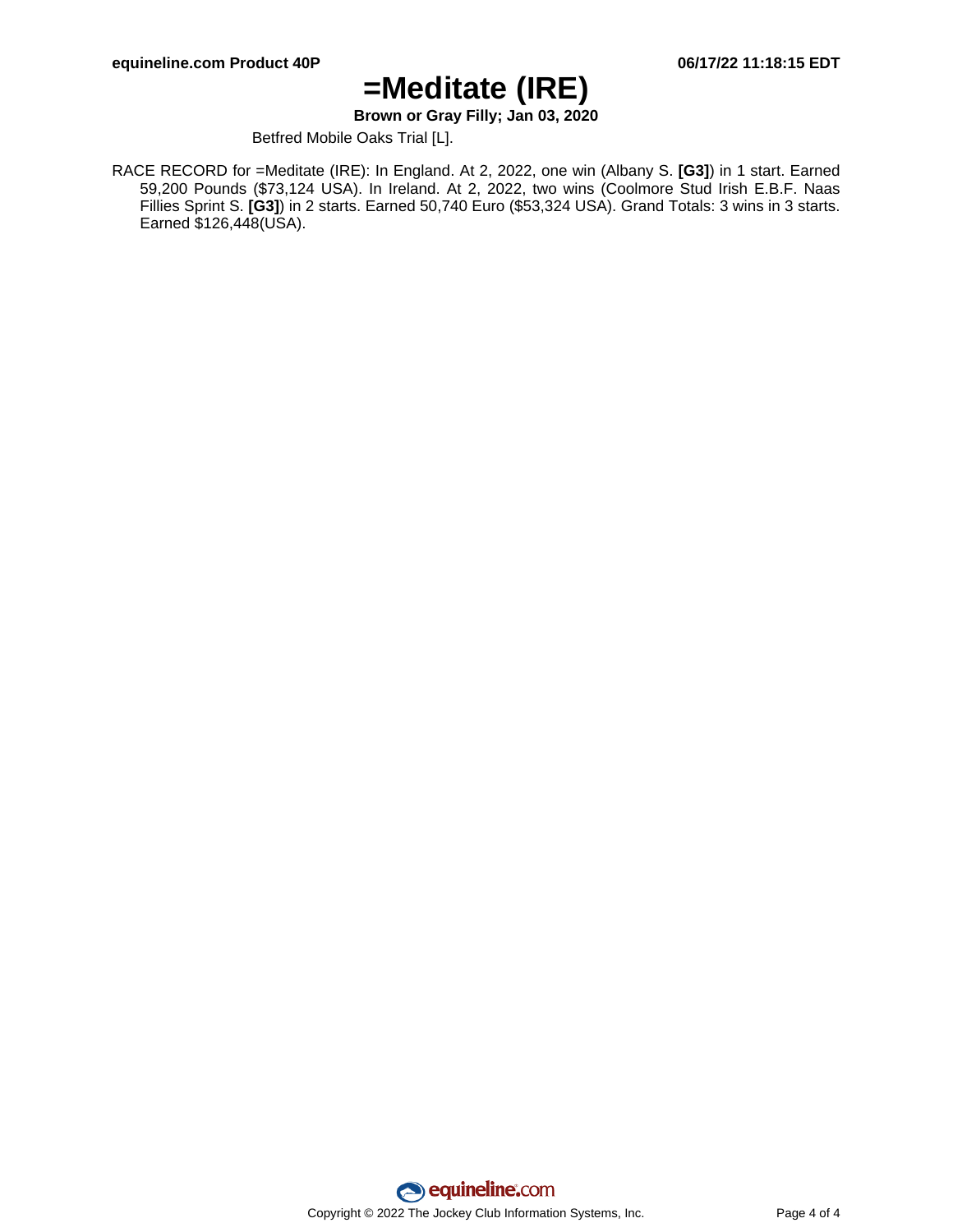# =Meditate (IRE)

**Brown or Gray Filly; Jan 03, 2020**

Betfred Mobile Oaks Trial [L].

RACE RECORD for =Meditate (IRE): In England. At 2, 2022, one win (Albany S. **[G3]**) in 1 start. Earned 59,200 Pounds ($73,124 USA). In Ireland. At 2, 2022, two wins (Coolmore Stud Irish E.B.F. Naas Fillies Sprint S. **[G3]**) in 2 starts. Earned 50,740 Euro ($53,324 USA). Grand Totals: 3 wins in 3 starts. Earned $126,448(USA).